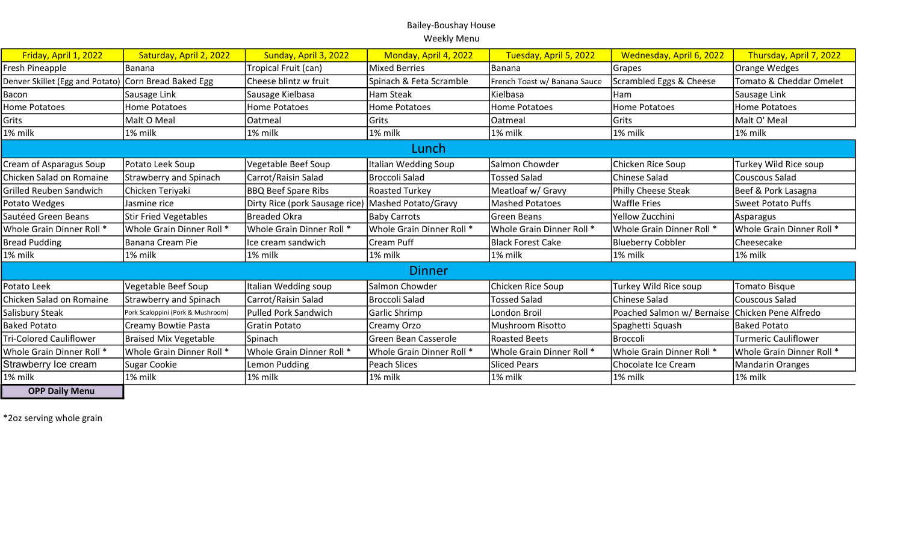# Bailey-Boushay House

## Weekly Menu

| Friday, April 1, 2022 | Saturday, April 2, 2022 | Sunday, April 3, 2022 | Monday, April 4, 2022 | Tuesday, April 5, 2022 | Wednesday, April 6, 2022 | Thursday, April 7, 2022 |
|---|---|---|---|---|---|---|
| Fresh Pineapple | Banana | Tropical Fruit (can) | Mixed Berries | Banana | Grapes | Orange Wedges |
| Denver Skillet (Egg and Potato) | Corn Bread Baked Egg | Cheese blintz w fruit | Spinach & Feta Scramble | French Toast w/ Banana Sauce | Scrambled Eggs & Cheese | Tomato & Cheddar Omelet |
| Bacon | Sausage Link | Sausage Kielbasa | Ham Steak | Kielbasa | Ham | Sausage Link |
| Home Potatoes | Home Potatoes | Home Potatoes | Home Potatoes | Home Potatoes | Home Potatoes | Home Potatoes |
| Grits | Malt O Meal | Oatmeal | Grits | Oatmeal | Grits | Malt O' Meal |
| 1% milk | 1% milk | 1% milk | 1% milk | 1% milk | 1% milk | 1% milk |
| **Lunch** | | | | | | |
| Cream of Asparagus Soup | Potato Leek Soup | Vegetable Beef Soup | Italian Wedding Soup | Salmon Chowder | Chicken Rice Soup | Turkey Wild Rice soup |
| Chicken Salad on Romaine | Strawberry and Spinach | Carrot/Raisin Salad | Broccoli Salad | Tossed Salad | Chinese Salad | Couscous Salad |
| Grilled Reuben Sandwich | Chicken Teriyaki | BBQ Beef Spare Ribs | Roasted Turkey | Meatloaf w/ Gravy | Philly Cheese Steak | Beef & Pork Lasagna |
| Potato Wedges | Jasmine rice | Dirty Rice (pork Sausage rice) | Mashed Potato/Gravy | Mashed Potatoes | Waffle Fries | Sweet Potato Puffs |
| Sautéed Green Beans | Stir Fried Vegetables | Breaded Okra | Baby Carrots | Green Beans | Yellow Zucchini | Asparagus |
| Whole Grain Dinner Roll * | Whole Grain Dinner Roll * | Whole Grain Dinner Roll * | Whole Grain Dinner Roll * | Whole Grain Dinner Roll * | Whole Grain Dinner Roll * | Whole Grain Dinner Roll * |
| Bread Pudding | Banana Cream Pie | Ice cream sandwich | Cream Puff | Black Forest Cake | Blueberry Cobbler | Cheesecake |
| 1% milk | 1% milk | 1% milk | 1% milk | 1% milk | 1% milk | 1% milk |
| **Dinner** | | | | | | |
| Potato Leek | Vegetable Beef Soup | Italian Wedding soup | Salmon Chowder | Chicken Rice Soup | Turkey Wild Rice soup | Tomato Bisque |
| Chicken Salad on Romaine | Strawberry and Spinach | Carrot/Raisin Salad | Broccoli Salad | Tossed Salad | Chinese Salad | Couscous Salad |
| Salisbury Steak | Pork Scaloppini (Pork & Mushroom) | Pulled Pork Sandwich | Garlic Shrimp | London Broil | Poached Salmon w/ Bernaise | Chicken Pene Alfredo |
| Baked Potato | Creamy Bowtie Pasta | Gratin Potato | Creamy Orzo | Mushroom Risotto | Spaghetti Squash | Baked Potato |
| Tri-Colored Cauliflower | Braised Mix Vegetable | Spinach | Green Bean Casserole | Roasted Beets | Broccoli | Turmeric Cauliflower |
| Whole Grain Dinner Roll * | Whole Grain Dinner Roll * | Whole Grain Dinner Roll * | Whole Grain Dinner Roll * | Whole Grain Dinner Roll * | Whole Grain Dinner Roll * | Whole Grain Dinner Roll * |
| Strawberry Ice cream | Sugar Cookie | Lemon Pudding | Peach Slices | Sliced Pears | Chocolate Ice Cream | Mandarin Oranges |
| 1% milk | 1% milk | 1% milk | 1% milk | 1% milk | 1% milk | 1% milk |

**OPP Daily Menu**

*2oz serving whole grain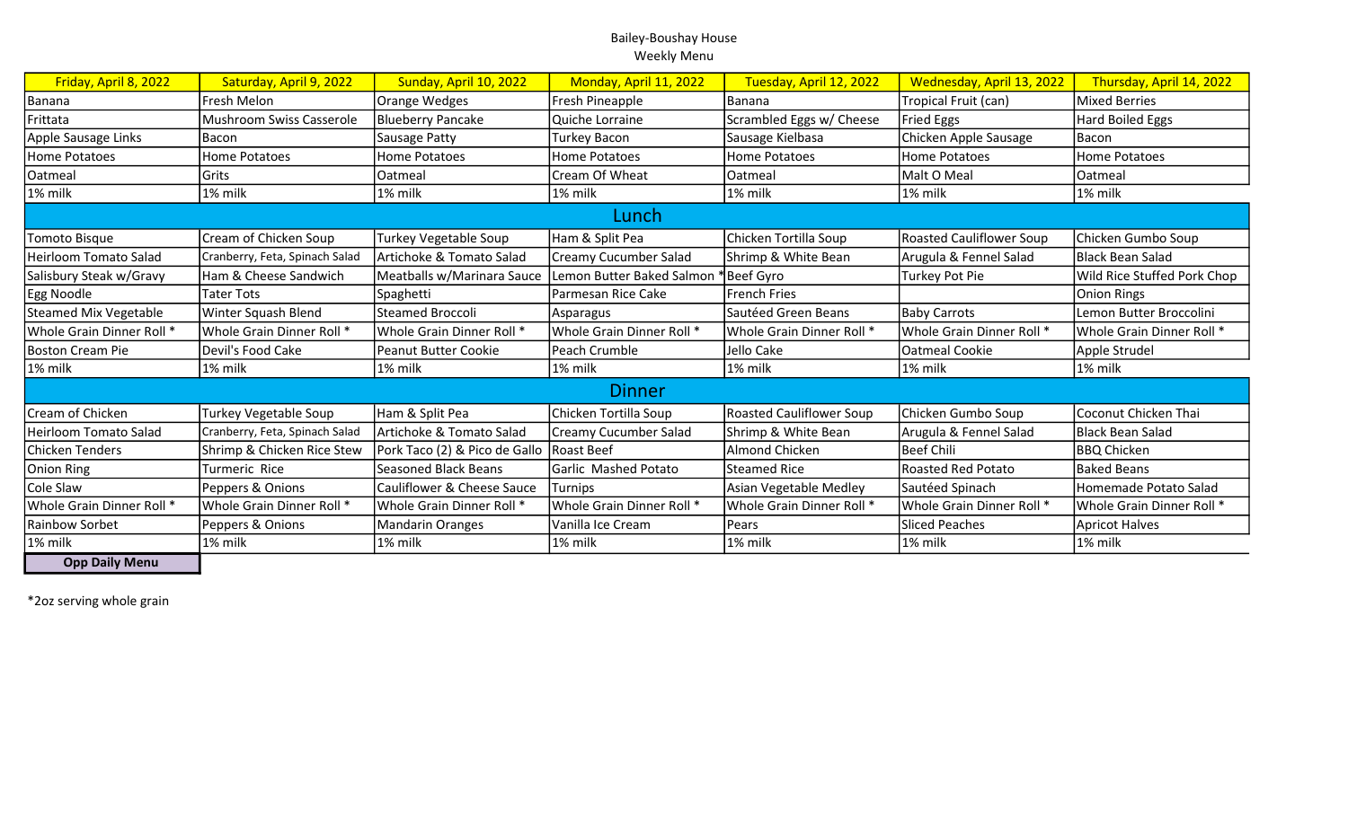Bailey-Boushay House
Weekly Menu

| Friday, April 8, 2022 | Saturday, April 9, 2022 | Sunday, April 10, 2022 | Monday, April 11, 2022 | Tuesday, April 12, 2022 | Wednesday, April 13, 2022 | Thursday, April 14, 2022 |
|---|---|---|---|---|---|---|
| Banana | Fresh Melon | Orange Wedges | Fresh Pineapple | Banana | Tropical Fruit (can) | Mixed Berries |
| Frittata | Mushroom Swiss Casserole | Blueberry Pancake | Quiche Lorraine | Scrambled Eggs w/ Cheese | Fried Eggs | Hard Boiled Eggs |
| Apple Sausage Links | Bacon | Sausage Patty | Turkey Bacon | Sausage Kielbasa | Chicken Apple Sausage | Bacon |
| Home Potatoes | Home Potatoes | Home Potatoes | Home Potatoes | Home Potatoes | Home Potatoes | Home Potatoes |
| Oatmeal | Grits | Oatmeal | Cream Of Wheat | Oatmeal | Malt O Meal | Oatmeal |
| 1% milk | 1% milk | 1% milk | 1% milk | 1% milk | 1% milk | 1% milk |
| **Lunch** | | | | | | |
| Tomoto Bisque | Cream of Chicken Soup | Turkey Vegetable Soup | Ham & Split Pea | Chicken Tortilla Soup | Roasted Cauliflower Soup | Chicken Gumbo Soup |
| Heirloom Tomato Salad | Cranberry, Feta, Spinach Salad | Artichoke & Tomato Salad | Creamy Cucumber Salad | Shrimp & White Bean | Arugula & Fennel Salad | Black Bean Salad |
| Salisbury Steak w/Gravy | Ham & Cheese Sandwich | Meatballs w/Marinara Sauce | Lemon Butter Baked Salmon * | Beef Gyro | Turkey Pot Pie | Wild Rice Stuffed Pork Chop |
| Egg Noodle | Tater Tots | Spaghetti | Parmesan Rice Cake | French Fries | | Onion Rings |
| Steamed Mix Vegetable | Winter Squash Blend | Steamed Broccoli | Asparagus | Sautéed Green Beans | Baby Carrots | Lemon Butter Broccolini |
| Whole Grain Dinner Roll * | Whole Grain Dinner Roll * | Whole Grain Dinner Roll * | Whole Grain Dinner Roll * | Whole Grain Dinner Roll * | Whole Grain Dinner Roll * | Whole Grain Dinner Roll * |
| Boston Cream Pie | Devil's Food Cake | Peanut Butter Cookie | Peach Crumble | Jello Cake | Oatmeal Cookie | Apple Strudel |
| 1% milk | 1% milk | 1% milk | 1% milk | 1% milk | 1% milk | 1% milk |
| **Dinner** | | | | | | |
| Cream of Chicken | Turkey Vegetable Soup | Ham & Split Pea | Chicken Tortilla Soup | Roasted Cauliflower Soup | Chicken Gumbo Soup | Coconut Chicken Thai |
| Heirloom Tomato Salad | Cranberry, Feta, Spinach Salad | Artichoke & Tomato Salad | Creamy Cucumber Salad | Shrimp & White Bean | Arugula & Fennel Salad | Black Bean Salad |
| Chicken Tenders | Shrimp & Chicken Rice Stew | Pork Taco (2) & Pico de Gallo | Roast Beef | Almond Chicken | Beef Chili | BBQ Chicken |
| Onion Ring | Turmeric Rice | Seasoned Black Beans | Garlic Mashed Potato | Steamed Rice | Roasted Red Potato | Baked Beans |
| Cole Slaw | Peppers & Onions | Cauliflower & Cheese Sauce | Turnips | Asian Vegetable Medley | Sautéed Spinach | Homemade Potato Salad |
| Whole Grain Dinner Roll * | Whole Grain Dinner Roll * | Whole Grain Dinner Roll * | Whole Grain Dinner Roll * | Whole Grain Dinner Roll * | Whole Grain Dinner Roll * | Whole Grain Dinner Roll * |
| Rainbow Sorbet | Peppers & Onions | Mandarin Oranges | Vanilla Ice Cream | Pears | Sliced Peaches | Apricot Halves |
| 1% milk | 1% milk | 1% milk | 1% milk | 1% milk | 1% milk | 1% milk |

**Opp Daily Menu**

*2oz serving whole grain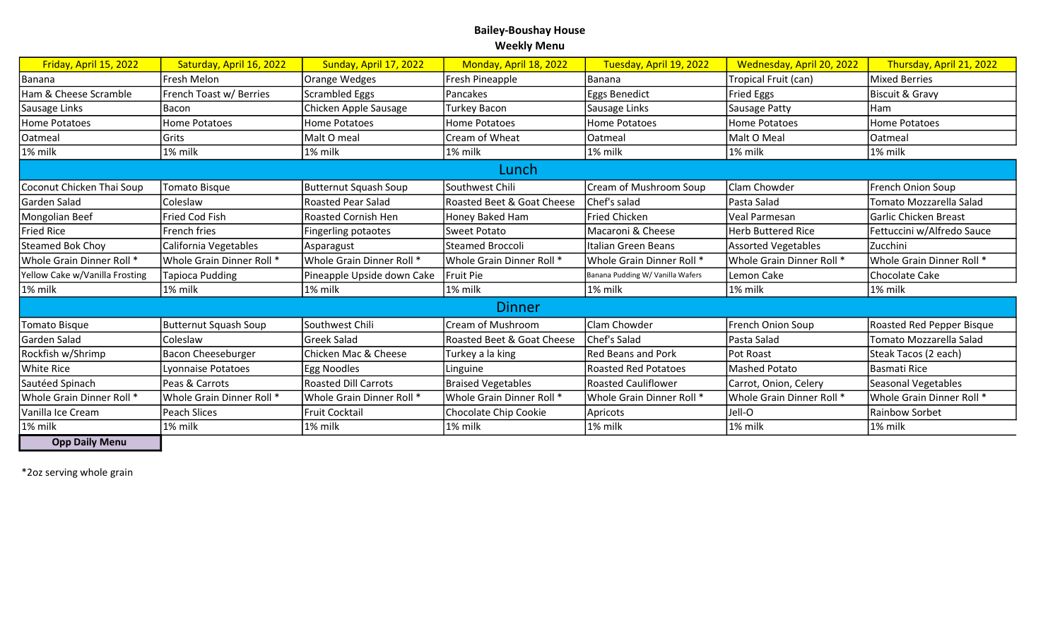**Bailey-Boushay House**

**Weekly Menu**

| Friday, April 15, 2022 | Saturday, April 16, 2022 | Sunday, April 17, 2022 | Monday, April 18, 2022 | Tuesday, April 19, 2022 | Wednesday, April 20, 2022 | Thursday, April 21, 2022 |
|---|---|---|---|---|---|---|
| Banana | Fresh Melon | Orange Wedges | Fresh Pineapple | Banana | Tropical Fruit (can) | Mixed Berries |
| Ham & Cheese Scramble | French Toast w/ Berries | Scrambled Eggs | Pancakes | Eggs Benedict | Fried Eggs | Biscuit & Gravy |
| Sausage Links | Bacon | Chicken Apple Sausage | Turkey Bacon | Sausage Links | Sausage Patty | Ham |
| Home Potatoes | Home Potatoes | Home Potatoes | Home Potatoes | Home Potatoes | Home Potatoes | Home Potatoes |
| Oatmeal | Grits | Malt O meal | Cream of Wheat | Oatmeal | Malt O Meal | Oatmeal |
| 1% milk | 1% milk | 1% milk | 1% milk | 1% milk | 1% milk | 1% milk |
| **Lunch** | | | | | | |
| Coconut Chicken Thai Soup | Tomato Bisque | Butternut Squash Soup | Southwest Chili | Cream of Mushroom Soup | Clam Chowder | French Onion Soup |
| Garden Salad | Coleslaw | Roasted Pear Salad | Roasted Beet & Goat Cheese | Chef's salad | Pasta Salad | Tomato Mozzarella Salad |
| Mongolian Beef | Fried Cod Fish | Roasted Cornish Hen | Honey Baked Ham | Fried Chicken | Veal Parmesan | Garlic Chicken Breast |
| Fried Rice | French fries | Fingerling potaotes | Sweet Potato | Macaroni & Cheese | Herb Buttered Rice | Fettuccini w/Alfredo Sauce |
| Steamed Bok Choy | California Vegetables | Asparagust | Steamed Broccoli | Italian Green Beans | Assorted Vegetables | Zucchini |
| Whole Grain Dinner Roll * | Whole Grain Dinner Roll * | Whole Grain Dinner Roll * | Whole Grain Dinner Roll * | Whole Grain Dinner Roll * | Whole Grain Dinner Roll * | Whole Grain Dinner Roll * |
| Yellow Cake w/Vanilla Frosting | Tapioca Pudding | Pineapple Upside down Cake | Fruit Pie | Banana Pudding W/ Vanilla Wafers | Lemon Cake | Chocolate Cake |
| 1% milk | 1% milk | 1% milk | 1% milk | 1% milk | 1% milk | 1% milk |
| **Dinner** | | | | | | |
| Tomato Bisque | Butternut Squash Soup | Southwest Chili | Cream of Mushroom | Clam Chowder | French Onion Soup | Roasted Red Pepper Bisque |
| Garden Salad | Coleslaw | Greek Salad | Roasted Beet & Goat Cheese | Chef's Salad | Pasta Salad | Tomato Mozzarella Salad |
| Rockfish w/Shrimp | Bacon Cheeseburger | Chicken Mac & Cheese | Turkey a la king | Red Beans and Pork | Pot Roast | Steak Tacos (2 each) |
| White Rice | Lyonnaise Potatoes | Egg Noodles | Linguine | Roasted Red Potatoes | Mashed Potato | Basmati Rice |
| Sautéed Spinach | Peas & Carrots | Roasted Dill Carrots | Braised Vegetables | Roasted Cauliflower | Carrot, Onion, Celery | Seasonal Vegetables |
| Whole Grain Dinner Roll * | Whole Grain Dinner Roll * | Whole Grain Dinner Roll * | Whole Grain Dinner Roll * | Whole Grain Dinner Roll * | Whole Grain Dinner Roll * | Whole Grain Dinner Roll * |
| Vanilla Ice Cream | Peach Slices | Fruit Cocktail | Chocolate Chip Cookie | Apricots | Jell-O | Rainbow Sorbet |
| 1% milk | 1% milk | 1% milk | 1% milk | 1% milk | 1% milk | 1% milk |

**Opp Daily Menu**

*2oz serving whole grain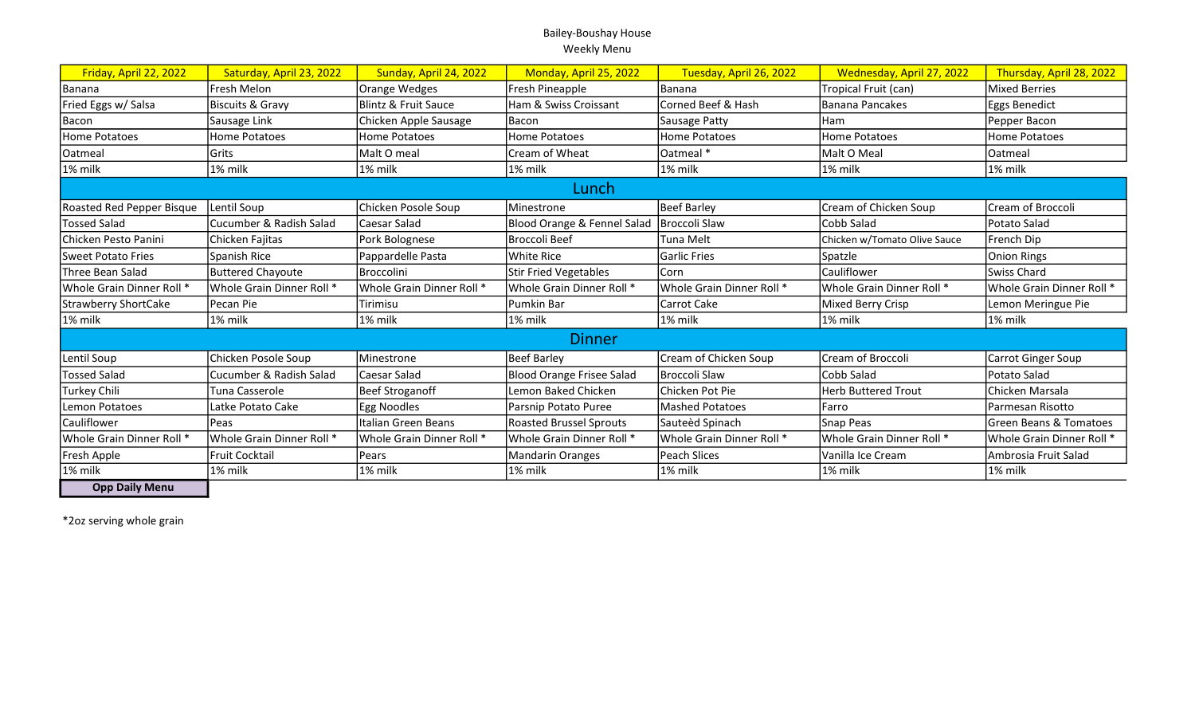Bailey-Boushay House
Weekly Menu

| Friday, April 22, 2022 | Saturday, April 23, 2022 | Sunday, April 24, 2022 | Monday, April 25, 2022 | Tuesday, April 26, 2022 | Wednesday, April 27, 2022 | Thursday, April 28, 2022 |
|---|---|---|---|---|---|---|
| Banana | Fresh Melon | Orange Wedges | Fresh Pineapple | Banana | Tropical Fruit (can) | Mixed Berries |
| Fried Eggs w/ Salsa | Biscuits & Gravy | Blintz & Fruit Sauce | Ham & Swiss Croissant | Corned Beef & Hash | Banana Pancakes | Eggs Benedict |
| Bacon | Sausage Link | Chicken Apple Sausage | Bacon | Sausage Patty | Ham | Pepper Bacon |
| Home Potatoes | Home Potatoes | Home Potatoes | Home Potatoes | Home Potatoes | Home Potatoes | Home Potatoes |
| Oatmeal | Grits | Malt O meal | Cream of Wheat | Oatmeal * | Malt O Meal | Oatmeal |
| 1% milk | 1% milk | 1% milk | 1% milk | 1% milk | 1% milk | 1% milk |
| **Lunch** | | | | | | |
| Roasted Red Pepper Bisque | Lentil Soup | Chicken Posole Soup | Minestrone | Beef Barley | Cream of Chicken Soup | Cream of Broccoli |
| Tossed Salad | Cucumber & Radish Salad | Caesar Salad | Blood Orange & Fennel Salad | Broccoli Slaw | Cobb Salad | Potato Salad |
| Chicken Pesto Panini | Chicken Fajitas | Pork Bolognese | Broccoli Beef | Tuna Melt | Chicken w/Tomato Olive Sauce | French Dip |
| Sweet Potato Fries | Spanish Rice | Pappardelle Pasta | White Rice | Garlic Fries | Spatzle | Onion Rings |
| Three Bean Salad | Buttered Chayoute | Broccolini | Stir Fried Vegetables | Corn | Cauliflower | Swiss Chard |
| Whole Grain Dinner Roll * | Whole Grain Dinner Roll * | Whole Grain Dinner Roll * | Whole Grain Dinner Roll * | Whole Grain Dinner Roll * | Whole Grain Dinner Roll * | Whole Grain Dinner Roll * |
| Strawberry ShortCake | Pecan Pie | Tirimisu | Pumkin Bar | Carrot Cake | Mixed Berry Crisp | Lemon Meringue Pie |
| 1% milk | 1% milk | 1% milk | 1% milk | 1% milk | 1% milk | 1% milk |
| **Dinner** | | | | | | |
| Lentil Soup | Chicken Posole Soup | Minestrone | Beef Barley | Cream of Chicken Soup | Cream of Broccoli | Carrot Ginger Soup |
| Tossed Salad | Cucumber & Radish Salad | Caesar Salad | Blood Orange Frisee Salad | Broccoli Slaw | Cobb Salad | Potato Salad |
| Turkey Chili | Tuna Casserole | Beef Stroganoff | Lemon Baked Chicken | Chicken Pot Pie | Herb Buttered Trout | Chicken Marsala |
| Lemon Potatoes | Latke Potato Cake | Egg Noodles | Parsnip Potato Puree | Mashed Potatoes | Farro | Parmesan Risotto |
| Cauliflower | Peas | Italian Green Beans | Roasted Brussel Sprouts | Sauteèd Spinach | Snap Peas | Green Beans & Tomatoes |
| Whole Grain Dinner Roll * | Whole Grain Dinner Roll * | Whole Grain Dinner Roll * | Whole Grain Dinner Roll * | Whole Grain Dinner Roll * | Whole Grain Dinner Roll * | Whole Grain Dinner Roll * |
| Fresh Apple | Fruit Cocktail | Pears | Mandarin Oranges | Peach Slices | Vanilla Ice Cream | Ambrosia Fruit Salad |
| 1% milk | 1% milk | 1% milk | 1% milk | 1% milk | 1% milk | 1% milk |
| **Opp Daily Menu** | | | | | | |

*2oz serving whole grain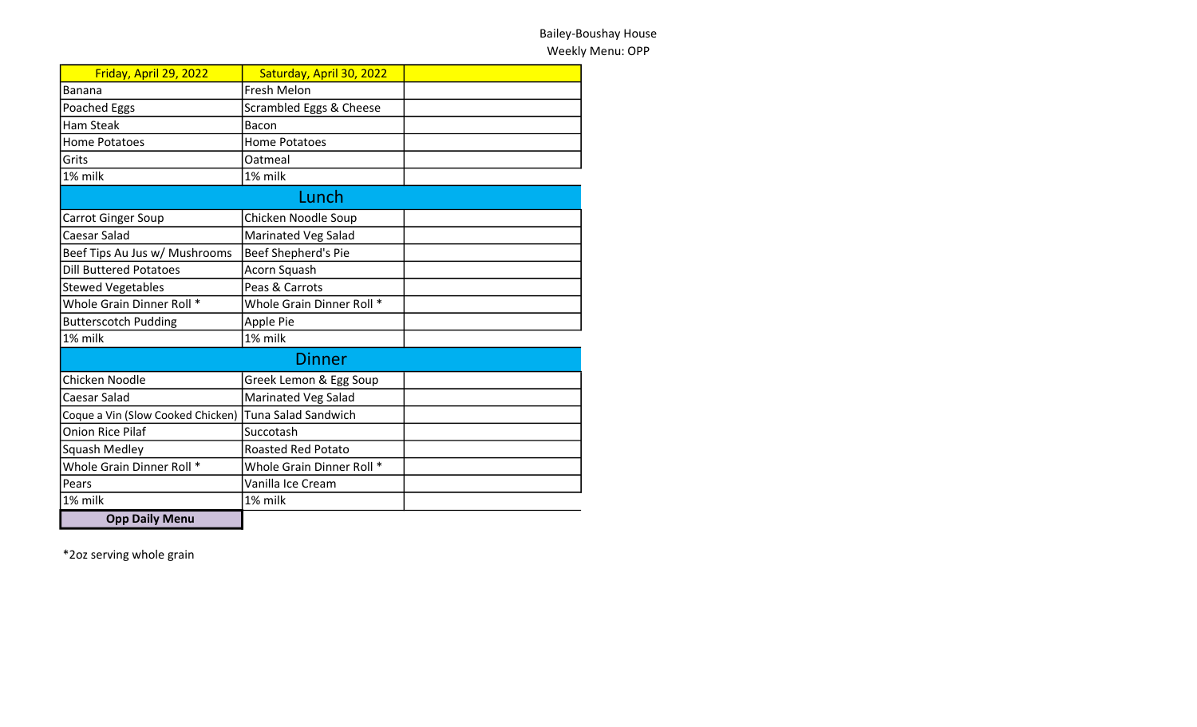Bailey-Boushay House
Weekly Menu: OPP

| Friday, April 29, 2022 | Saturday, April 30, 2022 | |
|---|---|---|
| Banana | Fresh Melon | |
| Poached Eggs | Scrambled Eggs & Cheese | |
| Ham Steak | Bacon | |
| Home Potatoes | Home Potatoes | |
| Grits | Oatmeal | |
| 1% milk | 1% milk | |
| **Lunch** | | |
| Carrot Ginger Soup | Chicken Noodle Soup | |
| Caesar Salad | Marinated Veg Salad | |
| Beef Tips Au Jus w/ Mushrooms | Beef Shepherd's Pie | |
| Dill Buttered Potatoes | Acorn Squash | |
| Stewed Vegetables | Peas & Carrots | |
| Whole Grain Dinner Roll * | Whole Grain Dinner Roll * | |
| Butterscotch Pudding | Apple Pie | |
| 1% milk | 1% milk | |
| **Dinner** | | |
| Chicken Noodle | Greek Lemon & Egg Soup | |
| Caesar Salad | Marinated Veg Salad | |
| Coque a Vin (Slow Cooked Chicken) | Tuna Salad Sandwich | |
| Onion Rice Pilaf | Succotash | |
| Squash Medley | Roasted Red Potato | |
| Whole Grain Dinner Roll * | Whole Grain Dinner Roll * | |
| Pears | Vanilla Ice Cream | |
| 1% milk | 1% milk | |
| **Opp Daily Menu** | | |

*2oz serving whole grain